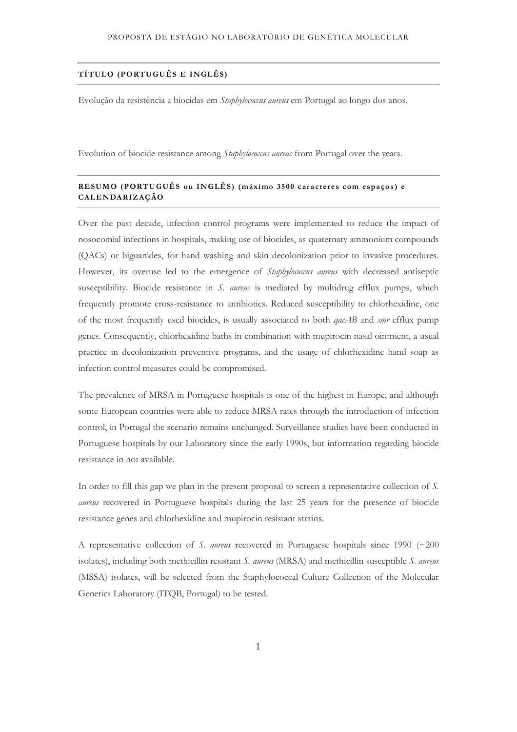## TÍTULO (PORTUGUÊS E INGLÊS)

Evolução da resistência a biocidas em *Staphylococcus aureus* em Portugal ao longo dos anos.

Evolution of biocide resistance among *Staphylococcus aureus* from Portugal over the years.

## RESUMO (PORTUGUÊS ou INGLÊS) (máximo 3500 caracteres com espaços) e CALENDARIZAÇÃO

Over the past decade, infection control programs were implemented to reduce the impact of nosocomial infections in hospitals, making use of biocides, as quaternary ammonium compounds (QACs) or biguanides, for hand washing and skin decolonization prior to invasive procedures. However, its overuse led to the emergence of *Staphylococcus aureus* with decreased antiseptic susceptibility. Biocide resistance in *S. aureus* is mediated by multidrug efflux pumps, which frequently promote cross-resistance to antibiotics. Reduced susceptibility to chlorhexidine, one of the most frequently used biocides, is usually associated to both *qacAB* and *smr* efflux pump genes. Consequently, chlorhexidine baths in combination with mupirocin nasal ointment, a usual practice in decolonization preventive programs, and the usage of chlorhexidine hand soap as infection control measures could be compromised.

The prevalence of MRSA in Portuguese hospitals is one of the highest in Europe, and although some European countries were able to reduce MRSA rates through the introduction of infection control, in Portugal the scenario remains unchanged. Surveillance studies have been conducted in Portuguese hospitals by our Laboratory since the early 1990s, but information regarding biocide resistance in not available.

In order to fill this gap we plan in the present proposal to screen a representative collection of *S. aureus* recovered in Portuguese hospitals during the last 25 years for the presence of biocide resistance genes and chlorhexidine and mupirocin resistant strains.

A representative collection of *S. aureus* recovered in Portuguese hospitals since 1990 (~200 isolates), including both methicillin resistant *S. aureus* (MRSA) and methicillin susceptible *S. aureus* (MSSA) isolates, will be selected from the Staphylococcal Culture Collection of the Molecular Genetics Laboratory (ITQB, Portugal) to be tested.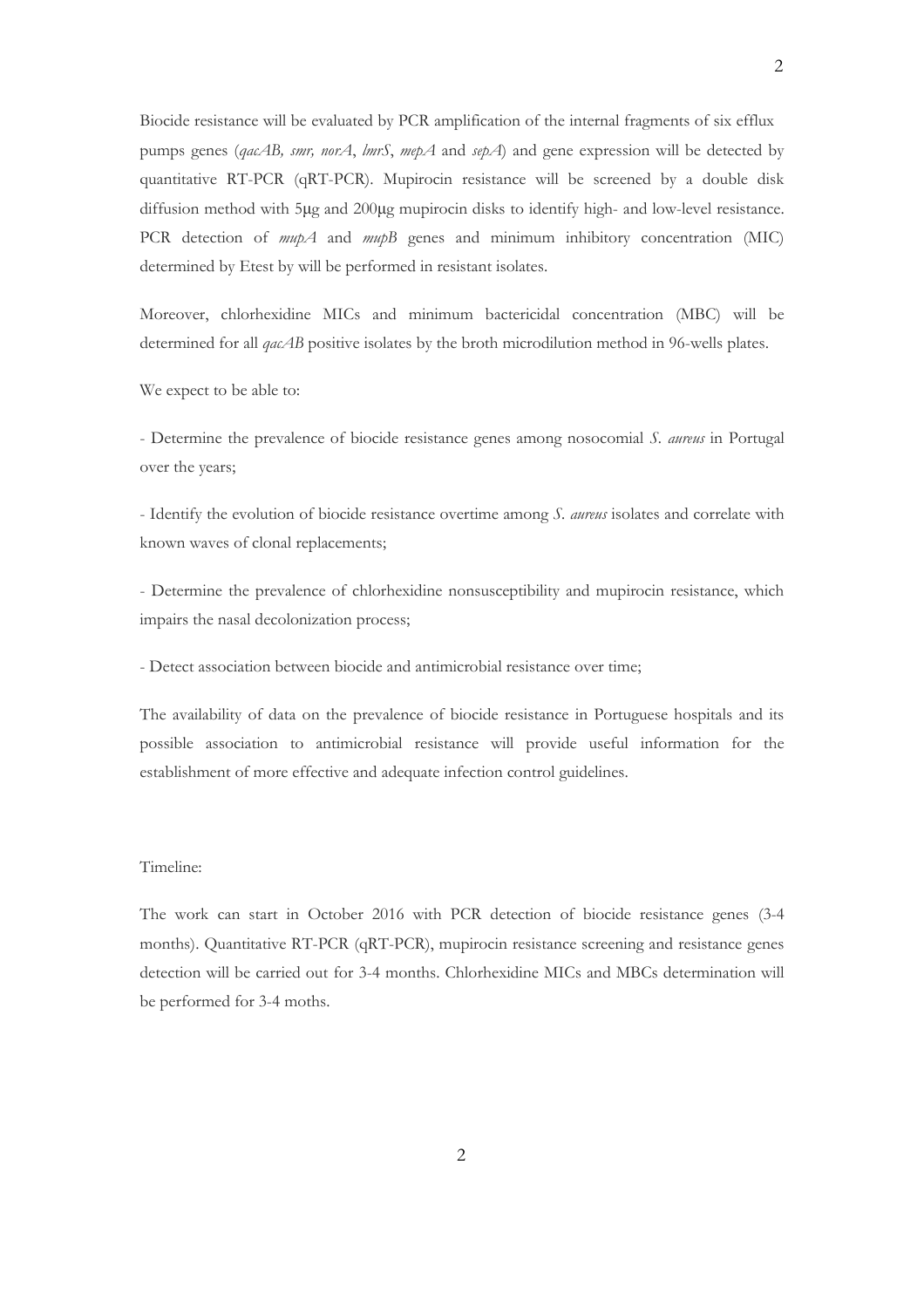Biocide resistance will be evaluated by PCR amplification of the internal fragments of six efflux pumps genes (*qacAB, smr, norA*, *lmrS*, *mepA* and *sepA*) and gene expression will be detected by quantitative RT-PCR (qRT-PCR). Mupirocin resistance will be screened by a double disk diffusion method with 5μg and 200μg mupirocin disks to identify high- and low-level resistance. PCR detection of *mupA* and *mupB* genes and minimum inhibitory concentration (MIC) determined by Etest by will be performed in resistant isolates.

Moreover, chlorhexidine MICs and minimum bactericidal concentration (MBC) will be determined for all *qacAB* positive isolates by the broth microdilution method in 96-wells plates.

We expect to be able to:

- Determine the prevalence of biocide resistance genes among nosocomial *S. aureus* in Portugal over the years;

- Identify the evolution of biocide resistance overtime among *S. aureus* isolates and correlate with known waves of clonal replacements;

- Determine the prevalence of chlorhexidine nonsusceptibility and mupirocin resistance, which impairs the nasal decolonization process;

- Detect association between biocide and antimicrobial resistance over time;

The availability of data on the prevalence of biocide resistance in Portuguese hospitals and its possible association to antimicrobial resistance will provide useful information for the establishment of more effective and adequate infection control guidelines.

Timeline:

The work can start in October 2016 with PCR detection of biocide resistance genes (3-4 months). Quantitative RT-PCR (qRT-PCR), mupirocin resistance screening and resistance genes detection will be carried out for 3-4 months. Chlorhexidine MICs and MBCs determination will be performed for 3-4 moths.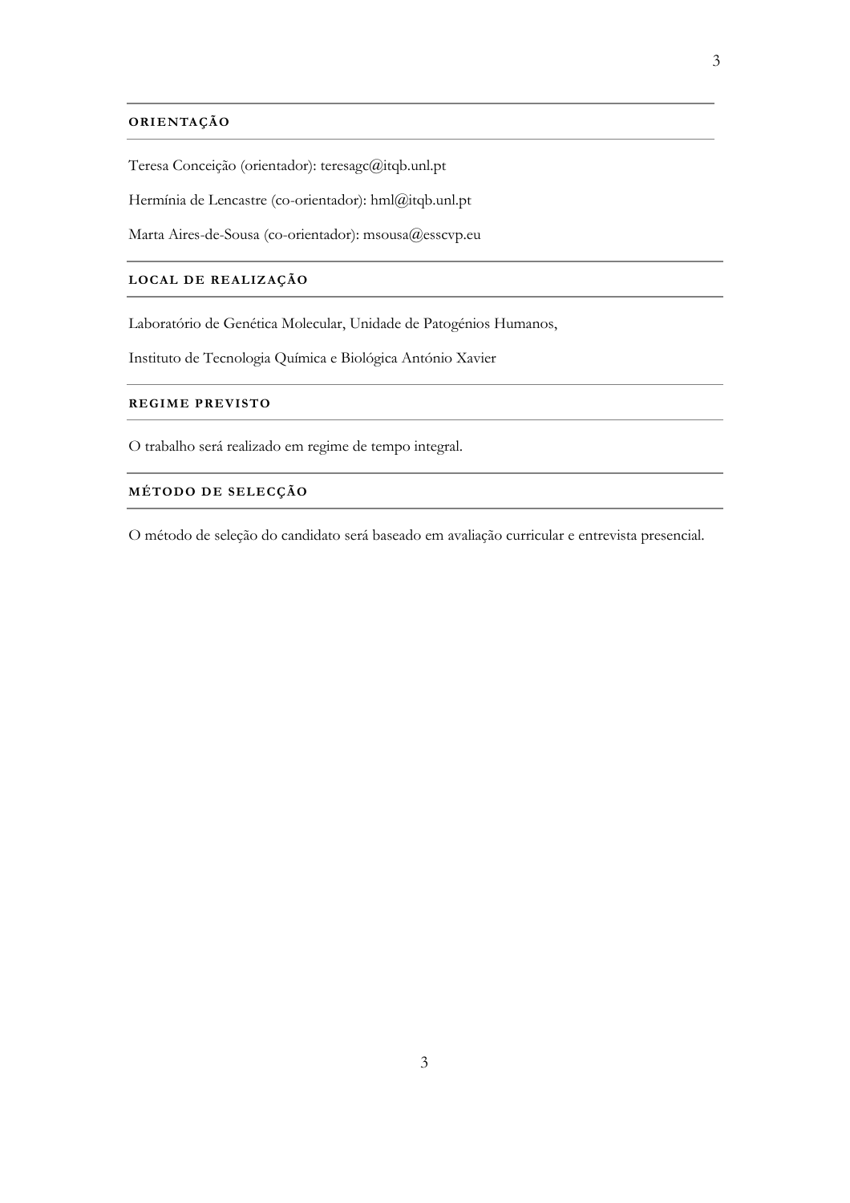## ORIENTAÇÃO

Teresa Conceição (orientador): teresagc@itqb.unl.pt

Hermínia de Lencastre (co-orientador): hml@itqb.unl.pt

Marta Aires-de-Sousa (co-orientador): msousa@esscvp.eu

## LOCAL DE REALIZAÇÃO

Laboratório de Genética Molecular, Unidade de Patogénios Humanos,

Instituto de Tecnologia Química e Biológica António Xavier

## REGIME PREVISTO

O trabalho será realizado em regime de tempo integral.

## MÉTODO DE SELECÇÃO

O método de seleção do candidato será baseado em avaliação curricular e entrevista presencial.